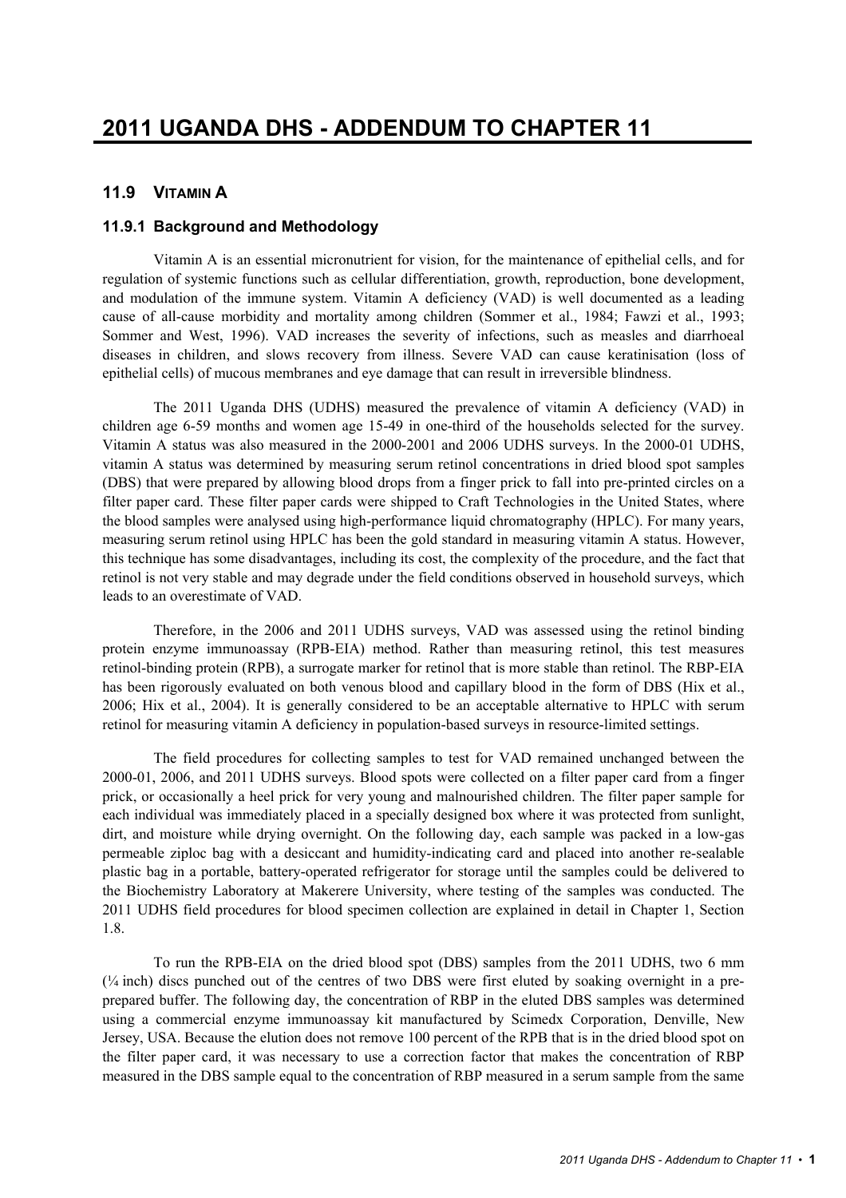# 2011 UGANDA DHS - ADDENDUM TO CHAPTER 11

## 11.9 VITAMIN A

### 11.9.1 Background and Methodology

Vitamin A is an essential micronutrient for vision, for the maintenance of epithelial cells, and for regulation of systemic functions such as cellular differentiation, growth, reproduction, bone development, and modulation of the immune system. Vitamin A deficiency (VAD) is well documented as a leading cause of all-cause morbidity and mortality among children (Sommer et al., 1984; Fawzi et al., 1993; Sommer and West, 1996). VAD increases the severity of infections, such as measles and diarrhoeal diseases in children, and slows recovery from illness. Severe VAD can cause keratinisation (loss of epithelial cells) of mucous membranes and eye damage that can result in irreversible blindness.

The 2011 Uganda DHS (UDHS) measured the prevalence of vitamin A deficiency (VAD) in children age 6-59 months and women age 15-49 in one-third of the households selected for the survey. Vitamin A status was also measured in the 2000-2001 and 2006 UDHS surveys. In the 2000-01 UDHS, vitamin A status was determined by measuring serum retinol concentrations in dried blood spot samples (DBS) that were prepared by allowing blood drops from a finger prick to fall into pre-printed circles on a filter paper card. These filter paper cards were shipped to Craft Technologies in the United States, where the blood samples were analysed using high-performance liquid chromatography (HPLC). For many years, measuring serum retinol using HPLC has been the gold standard in measuring vitamin A status. However, this technique has some disadvantages, including its cost, the complexity of the procedure, and the fact that retinol is not very stable and may degrade under the field conditions observed in household surveys, which leads to an overestimate of VAD.

Therefore, in the 2006 and 2011 UDHS surveys, VAD was assessed using the retinol binding protein enzyme immunoassay (RPB-EIA) method. Rather than measuring retinol, this test measures retinol-binding protein (RPB), a surrogate marker for retinol that is more stable than retinol. The RBP-EIA has been rigorously evaluated on both venous blood and capillary blood in the form of DBS (Hix et al., 2006; Hix et al., 2004). It is generally considered to be an acceptable alternative to HPLC with serum retinol for measuring vitamin A deficiency in population-based surveys in resource-limited settings.

The field procedures for collecting samples to test for VAD remained unchanged between the 2000-01, 2006, and 2011 UDHS surveys. Blood spots were collected on a filter paper card from a finger prick, or occasionally a heel prick for very young and malnourished children. The filter paper sample for each individual was immediately placed in a specially designed box where it was protected from sunlight, dirt, and moisture while drying overnight. On the following day, each sample was packed in a low-gas permeable ziploc bag with a desiccant and humidity-indicating card and placed into another re-sealable plastic bag in a portable, battery-operated refrigerator for storage until the samples could be delivered to the Biochemistry Laboratory at Makerere University, where testing of the samples was conducted. The 2011 UDHS field procedures for blood specimen collection are explained in detail in Chapter 1, Section 1.8.

To run the RPB-EIA on the dried blood spot (DBS) samples from the 2011 UDHS, two 6 mm (¼ inch) discs punched out of the centres of two DBS were first eluted by soaking overnight in a pre-prepared buffer. The following day, the concentration of RBP in the eluted DBS samples was determined using a commercial enzyme immunoassay kit manufactured by Scimedx Corporation, Denville, New Jersey, USA. Because the elution does not remove 100 percent of the RPB that is in the dried blood spot on the filter paper card, it was necessary to use a correction factor that makes the concentration of RBP measured in the DBS sample equal to the concentration of RBP measured in a serum sample from the same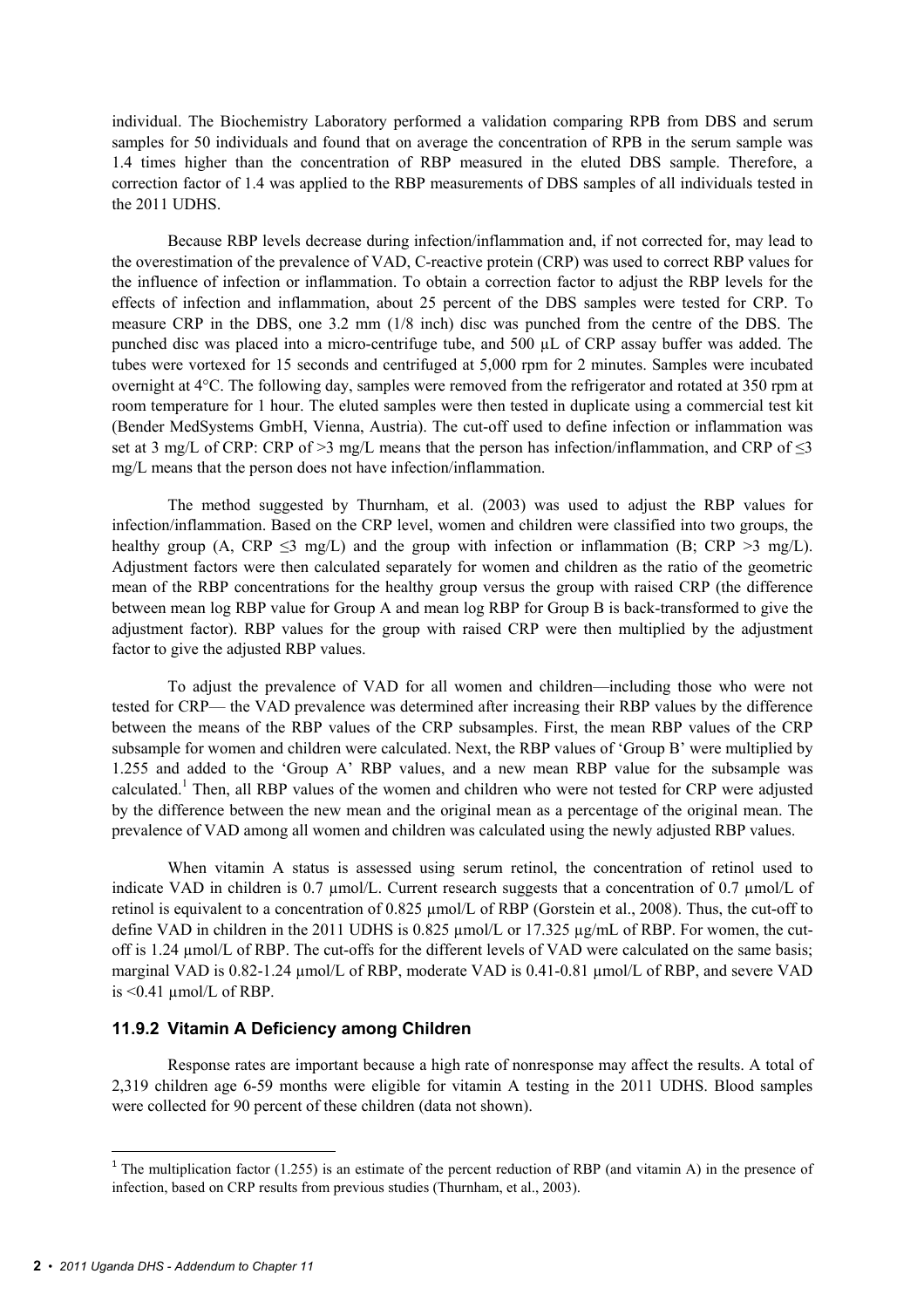individual. The Biochemistry Laboratory performed a validation comparing RPB from DBS and serum samples for 50 individuals and found that on average the concentration of RPB in the serum sample was 1.4 times higher than the concentration of RBP measured in the eluted DBS sample. Therefore, a correction factor of 1.4 was applied to the RBP measurements of DBS samples of all individuals tested in the 2011 UDHS.

Because RBP levels decrease during infection/inflammation and, if not corrected for, may lead to the overestimation of the prevalence of VAD, C-reactive protein (CRP) was used to correct RBP values for the influence of infection or inflammation. To obtain a correction factor to adjust the RBP levels for the effects of infection and inflammation, about 25 percent of the DBS samples were tested for CRP. To measure CRP in the DBS, one 3.2 mm (1/8 inch) disc was punched from the centre of the DBS. The punched disc was placed into a micro-centrifuge tube, and 500 µL of CRP assay buffer was added. The tubes were vortexed for 15 seconds and centrifuged at 5,000 rpm for 2 minutes. Samples were incubated overnight at 4°C. The following day, samples were removed from the refrigerator and rotated at 350 rpm at room temperature for 1 hour. The eluted samples were then tested in duplicate using a commercial test kit (Bender MedSystems GmbH, Vienna, Austria). The cut-off used to define infection or inflammation was set at 3 mg/L of CRP: CRP of >3 mg/L means that the person has infection/inflammation, and CRP of ≤3 mg/L means that the person does not have infection/inflammation.

The method suggested by Thurnham, et al. (2003) was used to adjust the RBP values for infection/inflammation. Based on the CRP level, women and children were classified into two groups, the healthy group (A, CRP ≤3 mg/L) and the group with infection or inflammation (B; CRP >3 mg/L). Adjustment factors were then calculated separately for women and children as the ratio of the geometric mean of the RBP concentrations for the healthy group versus the group with raised CRP (the difference between mean log RBP value for Group A and mean log RBP for Group B is back-transformed to give the adjustment factor). RBP values for the group with raised CRP were then multiplied by the adjustment factor to give the adjusted RBP values.

To adjust the prevalence of VAD for all women and children—including those who were not tested for CRP— the VAD prevalence was determined after increasing their RBP values by the difference between the means of the RBP values of the CRP subsamples. First, the mean RBP values of the CRP subsample for women and children were calculated. Next, the RBP values of 'Group B' were multiplied by 1.255 and added to the 'Group A' RBP values, and a new mean RBP value for the subsample was calculated.[1] Then, all RBP values of the women and children who were not tested for CRP were adjusted by the difference between the new mean and the original mean as a percentage of the original mean. The prevalence of VAD among all women and children was calculated using the newly adjusted RBP values.

When vitamin A status is assessed using serum retinol, the concentration of retinol used to indicate VAD in children is 0.7 µmol/L. Current research suggests that a concentration of 0.7 µmol/L of retinol is equivalent to a concentration of 0.825 µmol/L of RBP (Gorstein et al., 2008). Thus, the cut-off to define VAD in children in the 2011 UDHS is 0.825 µmol/L or 17.325 µg/mL of RBP. For women, the cut-off is 1.24 µmol/L of RBP. The cut-offs for the different levels of VAD were calculated on the same basis; marginal VAD is 0.82-1.24 µmol/L of RBP, moderate VAD is 0.41-0.81 µmol/L of RBP, and severe VAD is <0.41 µmol/L of RBP.

### 11.9.2 Vitamin A Deficiency among Children

Response rates are important because a high rate of nonresponse may affect the results. A total of 2,319 children age 6-59 months were eligible for vitamin A testing in the 2011 UDHS. Blood samples were collected for 90 percent of these children (data not shown).

---

[1] The multiplication factor (1.255) is an estimate of the percent reduction of RBP (and vitamin A) in the presence of infection, based on CRP results from previous studies (Thurnham, et al., 2003).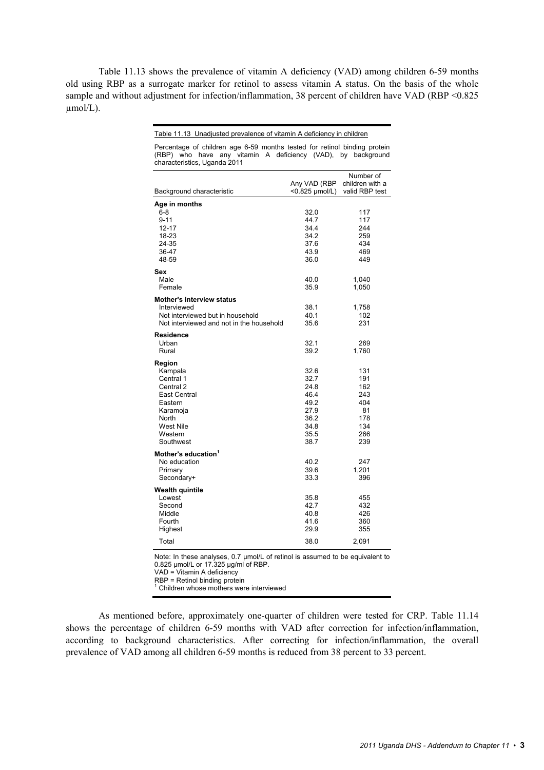Table 11.13 shows the prevalence of vitamin A deficiency (VAD) among children 6-59 months old using RBP as a surrogate marker for retinol to assess vitamin A status. On the basis of the whole sample and without adjustment for infection/inflammation, 38 percent of children have VAD (RBP <0.825 µmol/L).

Table 11.13 Unadjusted prevalence of vitamin A deficiency in children

Percentage of children age 6-59 months tested for retinol binding protein (RBP) who have any vitamin A deficiency (VAD), by background characteristics, Uganda 2011

| Background characteristic | Any VAD (RBP <0.825 µmol/L) | Number of children with a valid RBP test |
|---|---|---|
| **Age in months** | | |
| 6-8 | 32.0 | 117 |
| 9-11 | 44.7 | 117 |
| 12-17 | 34.4 | 244 |
| 18-23 | 34.2 | 259 |
| 24-35 | 37.6 | 434 |
| 36-47 | 43.9 | 469 |
| 48-59 | 36.0 | 449 |
| **Sex** | | |
| Male | 40.0 | 1,040 |
| Female | 35.9 | 1,050 |
| **Mother's interview status** | | |
| Interviewed | 38.1 | 1,758 |
| Not interviewed but in household | 40.1 | 102 |
| Not interviewed and not in the household | 35.6 | 231 |
| **Residence** | | |
| Urban | 32.1 | 269 |
| Rural | 39.2 | 1,760 |
| **Region** | | |
| Kampala | 32.6 | 131 |
| Central 1 | 32.7 | 191 |
| Central 2 | 24.8 | 162 |
| East Central | 46.4 | 243 |
| Eastern | 49.2 | 404 |
| Karamoja | 27.9 | 81 |
| North | 36.2 | 178 |
| West Nile | 34.8 | 134 |
| Western | 35.5 | 266 |
| Southwest | 38.7 | 239 |
| **Mother's education[1]** | | |
| No education | 40.2 | 247 |
| Primary | 39.6 | 1,201 |
| Secondary+ | 33.3 | 396 |
| **Wealth quintile** | | |
| Lowest | 35.8 | 455 |
| Second | 42.7 | 432 |
| Middle | 40.8 | 426 |
| Fourth | 41.6 | 360 |
| Highest | 29.9 | 355 |
| Total | 38.0 | 2,091 |

Note: In these analyses, 0.7 µmol/L of retinol is assumed to be equivalent to 0.825 µmol/L or 17.325 µg/ml of RBP.
VAD = Vitamin A deficiency
RBP = Retinol binding protein
[1] Children whose mothers were interviewed

As mentioned before, approximately one-quarter of children were tested for CRP. Table 11.14 shows the percentage of children 6-59 months with VAD after correction for infection/inflammation, according to background characteristics. After correcting for infection/inflammation, the overall prevalence of VAD among all children 6-59 months is reduced from 38 percent to 33 percent.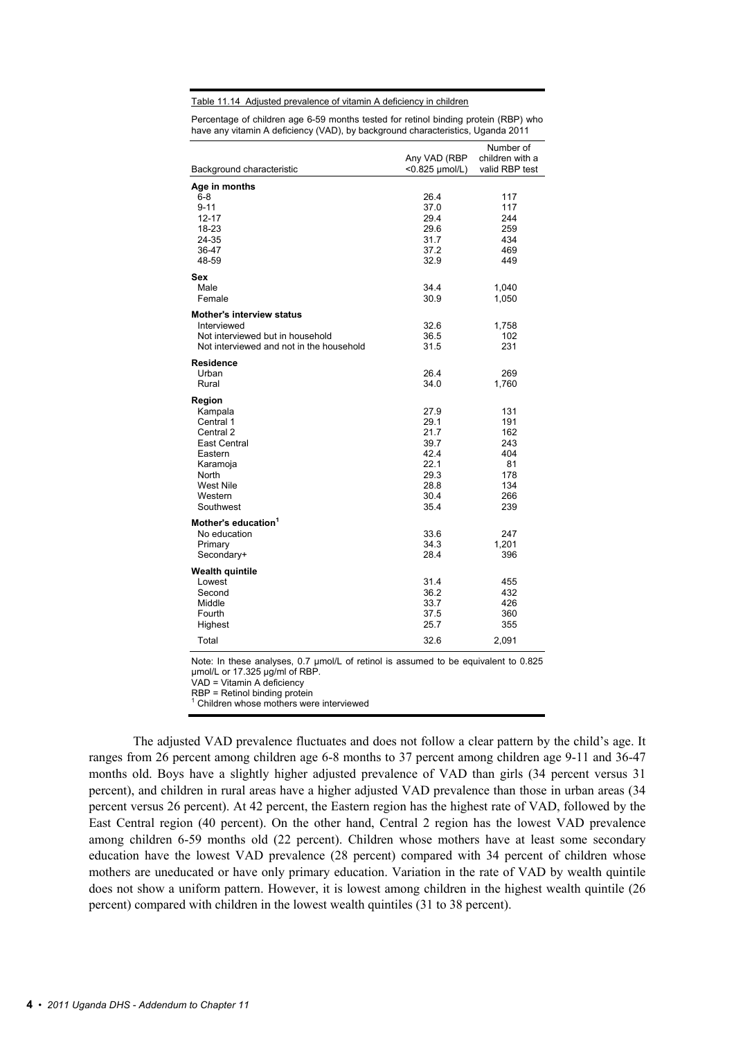Table 11.14 Adjusted prevalence of vitamin A deficiency in children

Percentage of children age 6-59 months tested for retinol binding protein (RBP) who have any vitamin A deficiency (VAD), by background characteristics, Uganda 2011

| Background characteristic | Any VAD (RBP <0.825 µmol/L) | Number of children with a valid RBP test |
|---|---|---|
| **Age in months** | | |
| 6-8 | 26.4 | 117 |
| 9-11 | 37.0 | 117 |
| 12-17 | 29.4 | 244 |
| 18-23 | 29.6 | 259 |
| 24-35 | 31.7 | 434 |
| 36-47 | 37.2 | 469 |
| 48-59 | 32.9 | 449 |
| **Sex** | | |
| Male | 34.4 | 1,040 |
| Female | 30.9 | 1,050 |
| **Mother's interview status** | | |
| Interviewed | 32.6 | 1,758 |
| Not interviewed but in household | 36.5 | 102 |
| Not interviewed and not in the household | 31.5 | 231 |
| **Residence** | | |
| Urban | 26.4 | 269 |
| Rural | 34.0 | 1,760 |
| **Region** | | |
| Kampala | 27.9 | 131 |
| Central 1 | 29.1 | 191 |
| Central 2 | 21.7 | 162 |
| East Central | 39.7 | 243 |
| Eastern | 42.4 | 404 |
| Karamoja | 22.1 | 81 |
| North | 29.3 | 178 |
| West Nile | 28.8 | 134 |
| Western | 30.4 | 266 |
| Southwest | 35.4 | 239 |
| **Mother's education[1]** | | |
| No education | 33.6 | 247 |
| Primary | 34.3 | 1,201 |
| Secondary+ | 28.4 | 396 |
| **Wealth quintile** | | |
| Lowest | 31.4 | 455 |
| Second | 36.2 | 432 |
| Middle | 33.7 | 426 |
| Fourth | 37.5 | 360 |
| Highest | 25.7 | 355 |
| Total | 32.6 | 2,091 |

Note: In these analyses, 0.7 µmol/L of retinol is assumed to be equivalent to 0.825 µmol/L or 17.325 µg/ml of RBP.
VAD = Vitamin A deficiency
RBP = Retinol binding protein
[1] Children whose mothers were interviewed

The adjusted VAD prevalence fluctuates and does not follow a clear pattern by the child's age. It ranges from 26 percent among children age 6-8 months to 37 percent among children age 9-11 and 36-47 months old. Boys have a slightly higher adjusted prevalence of VAD than girls (34 percent versus 31 percent), and children in rural areas have a higher adjusted VAD prevalence than those in urban areas (34 percent versus 26 percent). At 42 percent, the Eastern region has the highest rate of VAD, followed by the East Central region (40 percent). On the other hand, Central 2 region has the lowest VAD prevalence among children 6-59 months old (22 percent). Children whose mothers have at least some secondary education have the lowest VAD prevalence (28 percent) compared with 34 percent of children whose mothers are uneducated or have only primary education. Variation in the rate of VAD by wealth quintile does not show a uniform pattern. However, it is lowest among children in the highest wealth quintile (26 percent) compared with children in the lowest wealth quintiles (31 to 38 percent).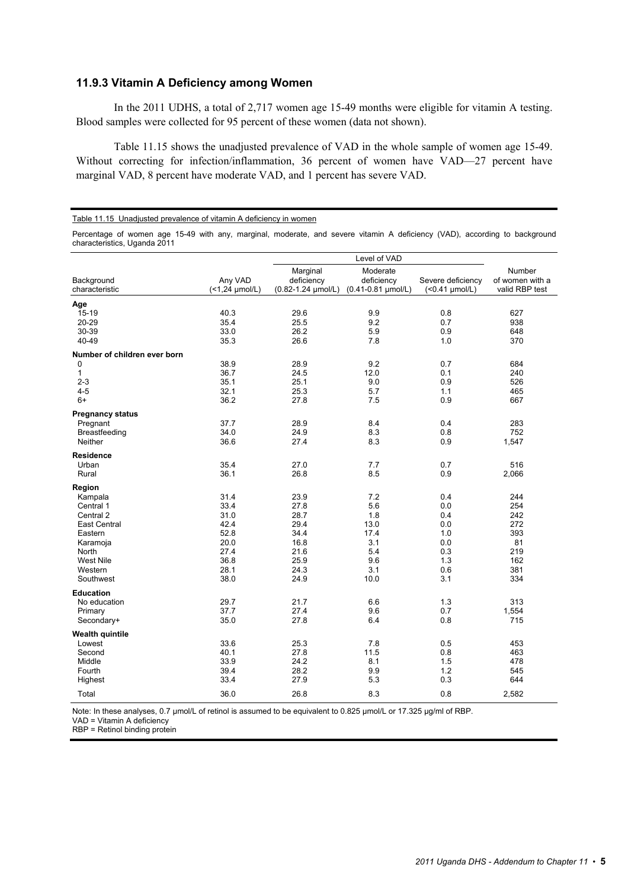### 11.9.3 Vitamin A Deficiency among Women

In the 2011 UDHS, a total of 2,717 women age 15-49 months were eligible for vitamin A testing. Blood samples were collected for 95 percent of these women (data not shown).

Table 11.15 shows the unadjusted prevalence of VAD in the whole sample of women age 15-49. Without correcting for infection/inflammation, 36 percent of women have VAD—27 percent have marginal VAD, 8 percent have moderate VAD, and 1 percent has severe VAD.

Table 11.15 Unadjusted prevalence of vitamin A deficiency in women

Percentage of women age 15-49 with any, marginal, moderate, and severe vitamin A deficiency (VAD), according to background characteristics, Uganda 2011

| Background characteristic | Any VAD (<1,24 µmol/L) | Level of VAD | | | Number of women with a valid RBP test |
|---|---|---|---|---|---|
| | | Marginal deficiency (0.82-1.24 µmol/L) | Moderate deficiency (0.41-0.81 µmol/L) | Severe deficiency (<0.41 µmol/L) | |
| **Age** | | | | | |
| 15-19 | 40.3 | 29.6 | 9.9 | 0.8 | 627 |
| 20-29 | 35.4 | 25.5 | 9.2 | 0.7 | 938 |
| 30-39 | 33.0 | 26.2 | 5.9 | 0.9 | 648 |
| 40-49 | 35.3 | 26.6 | 7.8 | 1.0 | 370 |
| **Number of children ever born** | | | | | |
| 0 | 38.9 | 28.9 | 9.2 | 0.7 | 684 |
| 1 | 36.7 | 24.5 | 12.0 | 0.1 | 240 |
| 2-3 | 35.1 | 25.1 | 9.0 | 0.9 | 526 |
| 4-5 | 32.1 | 25.3 | 5.7 | 1.1 | 465 |
| 6+ | 36.2 | 27.8 | 7.5 | 0.9 | 667 |
| **Pregnancy status** | | | | | |
| Pregnant | 37.7 | 28.9 | 8.4 | 0.4 | 283 |
| Breastfeeding | 34.0 | 24.9 | 8.3 | 0.8 | 752 |
| Neither | 36.6 | 27.4 | 8.3 | 0.9 | 1,547 |
| **Residence** | | | | | |
| Urban | 35.4 | 27.0 | 7.7 | 0.7 | 516 |
| Rural | 36.1 | 26.8 | 8.5 | 0.9 | 2,066 |
| **Region** | | | | | |
| Kampala | 31.4 | 23.9 | 7.2 | 0.4 | 244 |
| Central 1 | 33.4 | 27.8 | 5.6 | 0.0 | 254 |
| Central 2 | 31.0 | 28.7 | 1.8 | 0.4 | 242 |
| East Central | 42.4 | 29.4 | 13.0 | 0.0 | 272 |
| Eastern | 52.8 | 34.4 | 17.4 | 1.0 | 393 |
| Karamoja | 20.0 | 16.8 | 3.1 | 0.0 | 81 |
| North | 27.4 | 21.6 | 5.4 | 0.3 | 219 |
| West Nile | 36.8 | 25.9 | 9.6 | 1.3 | 162 |
| Western | 28.1 | 24.3 | 3.1 | 0.6 | 381 |
| Southwest | 38.0 | 24.9 | 10.0 | 3.1 | 334 |
| **Education** | | | | | |
| No education | 29.7 | 21.7 | 6.6 | 1.3 | 313 |
| Primary | 37.7 | 27.4 | 9.6 | 0.7 | 1,554 |
| Secondary+ | 35.0 | 27.8 | 6.4 | 0.8 | 715 |
| **Wealth quintile** | | | | | |
| Lowest | 33.6 | 25.3 | 7.8 | 0.5 | 453 |
| Second | 40.1 | 27.8 | 11.5 | 0.8 | 463 |
| Middle | 33.9 | 24.2 | 8.1 | 1.5 | 478 |
| Fourth | 39.4 | 28.2 | 9.9 | 1.2 | 545 |
| Highest | 33.4 | 27.9 | 5.3 | 0.3 | 644 |
| Total | 36.0 | 26.8 | 8.3 | 0.8 | 2,582 |

Note: In these analyses, 0.7 µmol/L of retinol is assumed to be equivalent to 0.825 µmol/L or 17.325 µg/ml of RBP.
VAD = Vitamin A deficiency
RBP = Retinol binding protein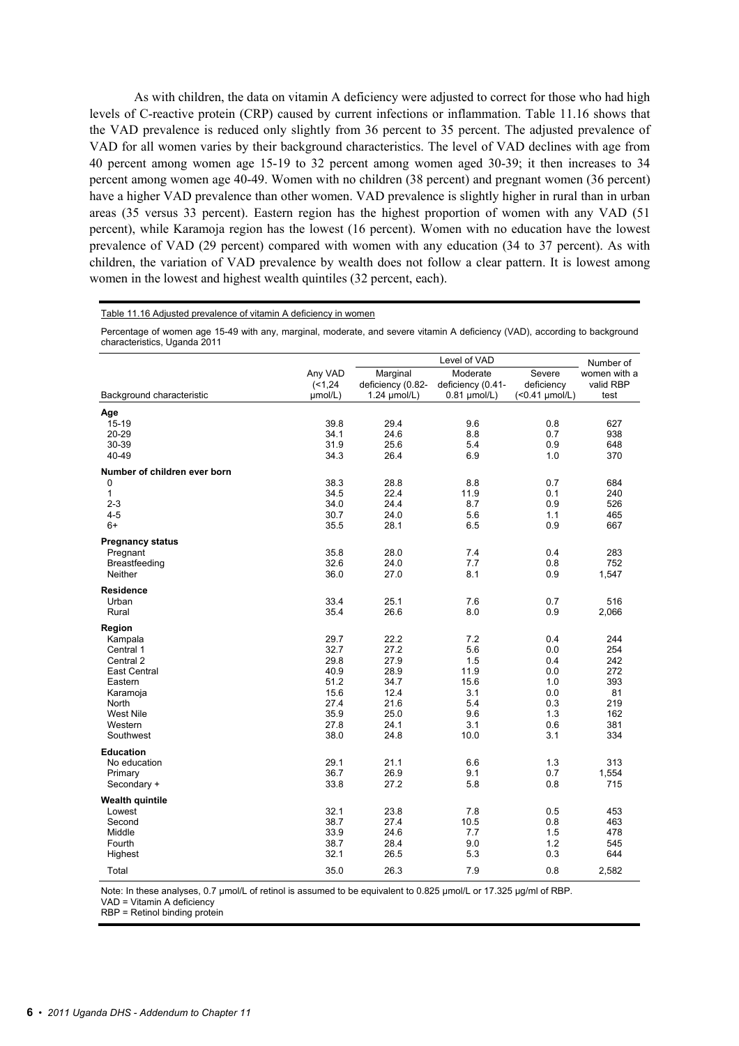As with children, the data on vitamin A deficiency were adjusted to correct for those who had high levels of C-reactive protein (CRP) caused by current infections or inflammation. Table 11.16 shows that the VAD prevalence is reduced only slightly from 36 percent to 35 percent. The adjusted prevalence of VAD for all women varies by their background characteristics. The level of VAD declines with age from 40 percent among women age 15-19 to 32 percent among women aged 30-39; it then increases to 34 percent among women age 40-49. Women with no children (38 percent) and pregnant women (36 percent) have a higher VAD prevalence than other women. VAD prevalence is slightly higher in rural than in urban areas (35 versus 33 percent). Eastern region has the highest proportion of women with any VAD (51 percent), while Karamoja region has the lowest (16 percent). Women with no education have the lowest prevalence of VAD (29 percent) compared with women with any education (34 to 37 percent). As with children, the variation of VAD prevalence by wealth does not follow a clear pattern. It is lowest among women in the lowest and highest wealth quintiles (32 percent, each).

Table 11.16 Adjusted prevalence of vitamin A deficiency in women

Percentage of women age 15-49 with any, marginal, moderate, and severe vitamin A deficiency (VAD), according to background characteristics, Uganda 2011

| Background characteristic | Any VAD (<1,24 μmol/L) | Level of VAD | | | Number of women with a valid RBP test |
|---|---|---|---|---|---|
| | | Marginal deficiency (0.82-1.24 μmol/L) | Moderate deficiency (0.41-0.81 μmol/L) | Severe deficiency (<0.41 μmol/L) | |
| **Age** | | | | | |
| 15-19 | 39.8 | 29.4 | 9.6 | 0.8 | 627 |
| 20-29 | 34.1 | 24.6 | 8.8 | 0.7 | 938 |
| 30-39 | 31.9 | 25.6 | 5.4 | 0.9 | 648 |
| 40-49 | 34.3 | 26.4 | 6.9 | 1.0 | 370 |
| **Number of children ever born** | | | | | |
| 0 | 38.3 | 28.8 | 8.8 | 0.7 | 684 |
| 1 | 34.5 | 22.4 | 11.9 | 0.1 | 240 |
| 2-3 | 34.0 | 24.4 | 8.7 | 0.9 | 526 |
| 4-5 | 30.7 | 24.0 | 5.6 | 1.1 | 465 |
| 6+ | 35.5 | 28.1 | 6.5 | 0.9 | 667 |
| **Pregnancy status** | | | | | |
| Pregnant | 35.8 | 28.0 | 7.4 | 0.4 | 283 |
| Breastfeeding | 32.6 | 24.0 | 7.7 | 0.8 | 752 |
| Neither | 36.0 | 27.0 | 8.1 | 0.9 | 1,547 |
| **Residence** | | | | | |
| Urban | 33.4 | 25.1 | 7.6 | 0.7 | 516 |
| Rural | 35.4 | 26.6 | 8.0 | 0.9 | 2,066 |
| **Region** | | | | | |
| Kampala | 29.7 | 22.2 | 7.2 | 0.4 | 244 |
| Central 1 | 32.7 | 27.2 | 5.6 | 0.0 | 254 |
| Central 2 | 29.8 | 27.9 | 1.5 | 0.4 | 242 |
| East Central | 40.9 | 28.9 | 11.9 | 0.0 | 272 |
| Eastern | 51.2 | 34.7 | 15.6 | 1.0 | 393 |
| Karamoja | 15.6 | 12.4 | 3.1 | 0.0 | 81 |
| North | 27.4 | 21.6 | 5.4 | 0.3 | 219 |
| West Nile | 35.9 | 25.0 | 9.6 | 1.3 | 162 |
| Western | 27.8 | 24.1 | 3.1 | 0.6 | 381 |
| Southwest | 38.0 | 24.8 | 10.0 | 3.1 | 334 |
| **Education** | | | | | |
| No education | 29.1 | 21.1 | 6.6 | 1.3 | 313 |
| Primary | 36.7 | 26.9 | 9.1 | 0.7 | 1,554 |
| Secondary + | 33.8 | 27.2 | 5.8 | 0.8 | 715 |
| **Wealth quintile** | | | | | |
| Lowest | 32.1 | 23.8 | 7.8 | 0.5 | 453 |
| Second | 38.7 | 27.4 | 10.5 | 0.8 | 463 |
| Middle | 33.9 | 24.6 | 7.7 | 1.5 | 478 |
| Fourth | 38.7 | 28.4 | 9.0 | 1.2 | 545 |
| Highest | 32.1 | 26.5 | 5.3 | 0.3 | 644 |
| Total | 35.0 | 26.3 | 7.9 | 0.8 | 2,582 |

Note: In these analyses, 0.7 μmol/L of retinol is assumed to be equivalent to 0.825 μmol/L or 17.325 μg/ml of RBP.
VAD = Vitamin A deficiency
RBP = Retinol binding protein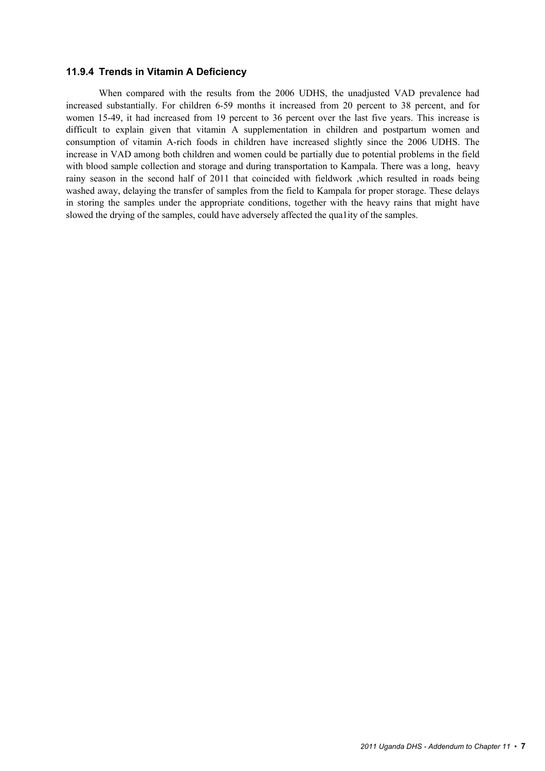### 11.9.4 Trends in Vitamin A Deficiency

When compared with the results from the 2006 UDHS, the unadjusted VAD prevalence had increased substantially. For children 6-59 months it increased from 20 percent to 38 percent, and for women 15-49, it had increased from 19 percent to 36 percent over the last five years. This increase is difficult to explain given that vitamin A supplementation in children and postpartum women and consumption of vitamin A-rich foods in children have increased slightly since the 2006 UDHS. The increase in VAD among both children and women could be partially due to potential problems in the field with blood sample collection and storage and during transportation to Kampala. There was a long, heavy rainy season in the second half of 2011 that coincided with fieldwork ,which resulted in roads being washed away, delaying the transfer of samples from the field to Kampala for proper storage. These delays in storing the samples under the appropriate conditions, together with the heavy rains that might have slowed the drying of the samples, could have adversely affected the qua1ity of the samples.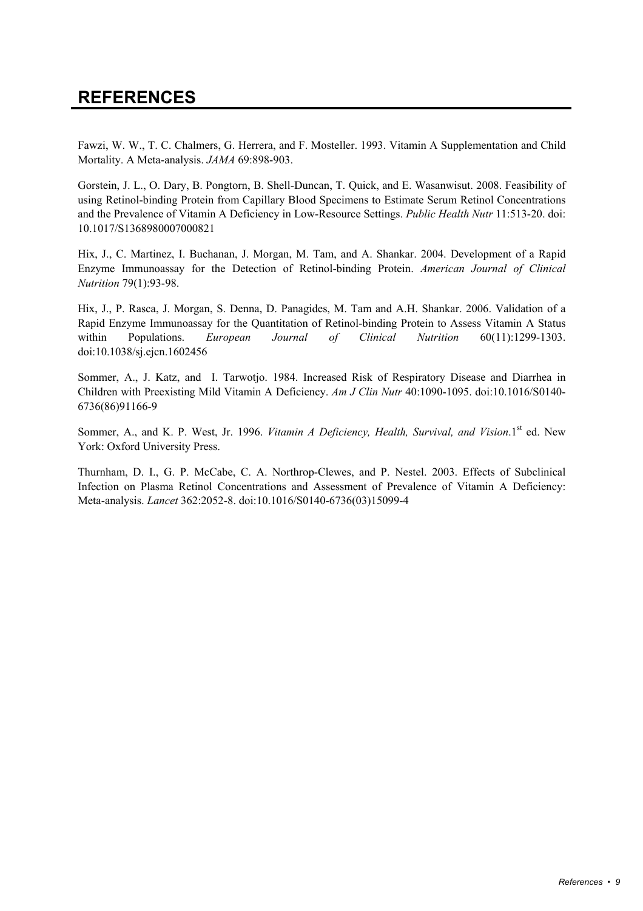# REFERENCES

Fawzi, W. W., T. C. Chalmers, G. Herrera, and F. Mosteller. 1993. Vitamin A Supplementation and Child Mortality. A Meta-analysis. *JAMA* 69:898-903.

Gorstein, J. L., O. Dary, B. Pongtorn, B. Shell-Duncan, T. Quick, and E. Wasanwisut. 2008. Feasibility of using Retinol-binding Protein from Capillary Blood Specimens to Estimate Serum Retinol Concentrations and the Prevalence of Vitamin A Deficiency in Low-Resource Settings. *Public Health Nutr* 11:513-20. doi: 10.1017/S1368980007000821

Hix, J., C. Martinez, I. Buchanan, J. Morgan, M. Tam, and A. Shankar. 2004. Development of a Rapid Enzyme Immunoassay for the Detection of Retinol-binding Protein. *American Journal of Clinical Nutrition* 79(1):93-98.

Hix, J., P. Rasca, J. Morgan, S. Denna, D. Panagides, M. Tam and A.H. Shankar. 2006. Validation of a Rapid Enzyme Immunoassay for the Quantitation of Retinol-binding Protein to Assess Vitamin A Status within Populations. *European Journal of Clinical Nutrition* 60(11):1299-1303. doi:10.1038/sj.ejcn.1602456

Sommer, A., J. Katz, and I. Tarwotjo. 1984. Increased Risk of Respiratory Disease and Diarrhea in Children with Preexisting Mild Vitamin A Deficiency. *Am J Clin Nutr* 40:1090-1095. doi:10.1016/S0140-6736(86)91166-9

Sommer, A., and K. P. West, Jr. 1996. *Vitamin A Deficiency, Health, Survival, and Vision*.1st ed. New York: Oxford University Press.

Thurnham, D. I., G. P. McCabe, C. A. Northrop-Clewes, and P. Nestel. 2003. Effects of Subclinical Infection on Plasma Retinol Concentrations and Assessment of Prevalence of Vitamin A Deficiency: Meta-analysis. *Lancet* 362:2052-8. doi:10.1016/S0140-6736(03)15099-4